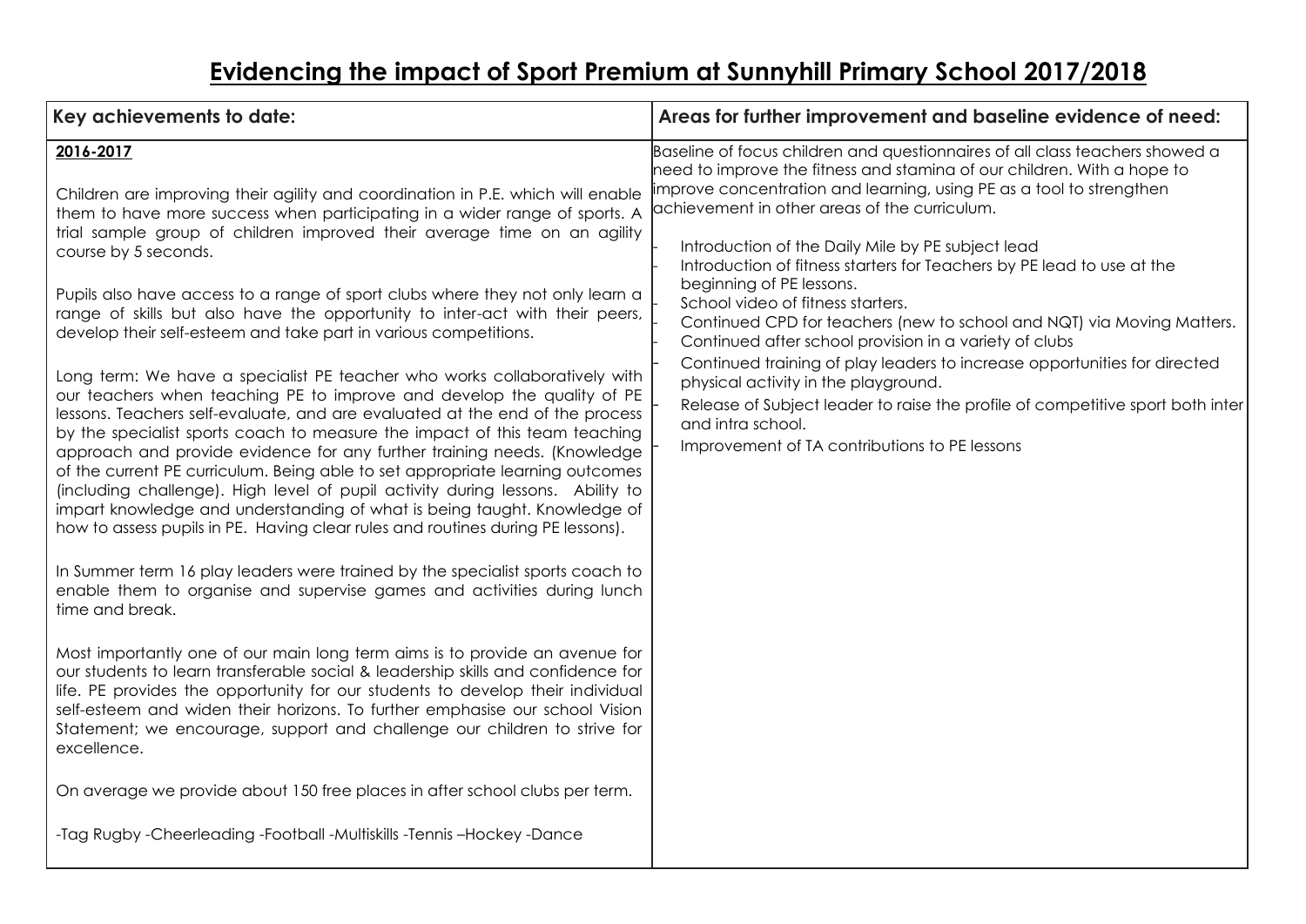# Evidencing the impact of Sport Premium at Sunnyhill Primary School 2017/2018

| Key achievements to date: | Areas for further improvement and baseline evidence of need: |
|---|---|
| **2016-2017**<br><br>Children are improving their agility and coordination in P.E. which will enable them to have more success when participating in a wider range of sports. A trial sample group of children improved their average time on an agility course by 5 seconds.<br><br>Pupils also have access to a range of sport clubs where they not only learn a range of skills but also have the opportunity to inter-act with their peers, develop their self-esteem and take part in various competitions.<br><br>Long term: We have a specialist PE teacher who works collaboratively with our teachers when teaching PE to improve and develop the quality of PE lessons. Teachers self-evaluate, and are evaluated at the end of the process by the specialist sports coach to measure the impact of this team teaching approach and provide evidence for any further training needs. (Knowledge of the current PE curriculum. Being able to set appropriate learning outcomes (including challenge). High level of pupil activity during lessons. Ability to impart knowledge and understanding of what is being taught. Knowledge of how to assess pupils in PE. Having clear rules and routines during PE lessons).<br><br>In Summer term 16 play leaders were trained by the specialist sports coach to enable them to organise and supervise games and activities during lunch time and break.<br><br>Most importantly one of our main long term aims is to provide an avenue for our students to learn transferable social & leadership skills and confidence for life. PE provides the opportunity for our students to develop their individual self-esteem and widen their horizons. To further emphasise our school Vision Statement; we encourage, support and challenge our children to strive for excellence.<br><br>On average we provide about 150 free places in after school clubs per term.<br><br>-Tag Rugby -Cheerleading -Football -Multiskills -Tennis –Hockey -Dance | Baseline of focus children and questionnaires of all class teachers showed a need to improve the fitness and stamina of our children. With a hope to improve concentration and learning, using PE as a tool to strengthen achievement in other areas of the curriculum.<br><br>- Introduction of the Daily Mile by PE subject lead<br>- Introduction of fitness starters for Teachers by PE lead to use at the beginning of PE lessons.<br>- School video of fitness starters.<br>- Continued CPD for teachers (new to school and NQT) via Moving Matters.<br>- Continued after school provision in a variety of clubs<br>- Continued training of play leaders to increase opportunities for directed physical activity in the playground.<br>- Release of Subject leader to raise the profile of competitive sport both inter and intra school.<br>- Improvement of TA contributions to PE lessons |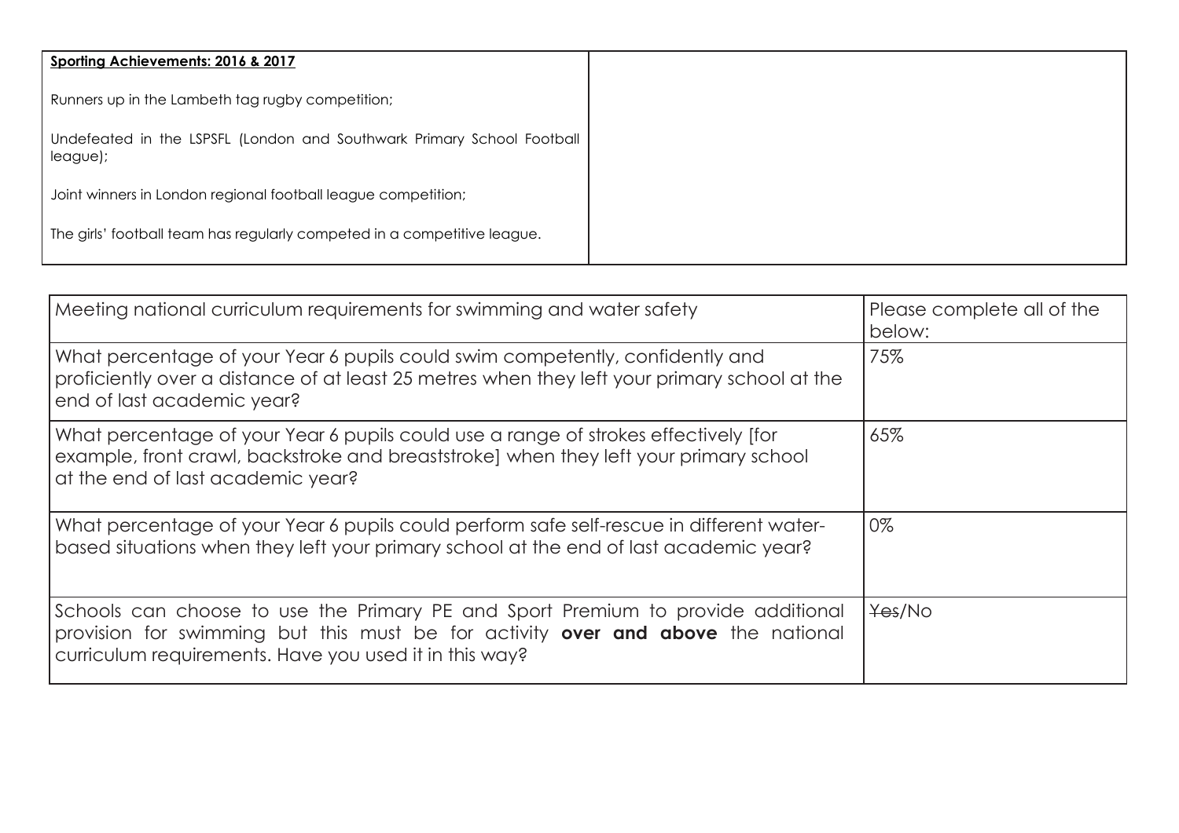| **Sporting Achievements: 2016 & 2017** | |
| --- | --- |
| Runners up in the Lambeth tag rugby competition;<br><br>Undefeated in the LSPSFL (London and Southwark Primary School Football league);<br><br>Joint winners in London regional football league competition;<br><br>The girls' football team has regularly competed in a competitive league. | |

| Meeting national curriculum requirements for swimming and water safety | Please complete all of the below: |
| --- | --- |
| What percentage of your Year 6 pupils could swim competently, confidently and proficiently over a distance of at least 25 metres when they left your primary school at the end of last academic year? | 75% |
| What percentage of your Year 6 pupils could use a range of strokes effectively [for example, front crawl, backstroke and breaststroke] when they left your primary school at the end of last academic year? | 65% |
| What percentage of your Year 6 pupils could perform safe self-rescue in different water-based situations when they left your primary school at the end of last academic year? | 0% |
| Schools can choose to use the Primary PE and Sport Premium to provide additional provision for swimming but this must be for activity **over and above** the national curriculum requirements. Have you used it in this way? | ~~Yes~~/No |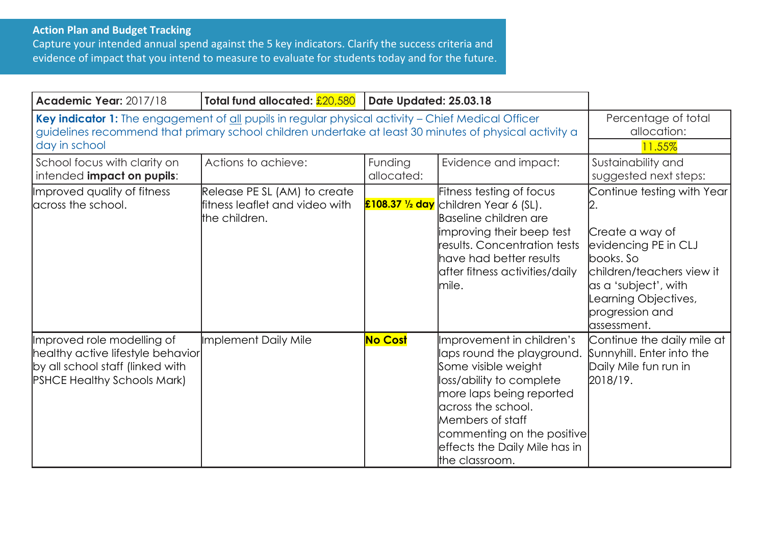**Action Plan and Budget Tracking**

Capture your intended annual spend against the 5 key indicators. Clarify the success criteria and evidence of impact that you intend to measure to evaluate for students today and for the future.

| **Academic Year:** 2017/18 | **Total fund allocated:** £20,580 | **Date Updated: 25.03.18** | | |
|---|---|---|---|---|
| **Key indicator 1:** The engagement of all pupils in regular physical activity – Chief Medical Officer guidelines recommend that primary school children undertake at least 30 minutes of physical activity a day in school | | | | Percentage of total allocation: 11.55% |
| School focus with clarity on intended **impact on pupils**: | Actions to achieve: | Funding allocated: | Evidence and impact: | Sustainability and suggested next steps: |
| Improved quality of fitness across the school. | Release PE SL (AM) to create fitness leaflet and video with the children. | **£108.37 ½ day** | Fitness testing of focus children Year 6 (SL). Baseline children are improving their beep test results. Concentration tests have had better results after fitness activities/daily mile. | Continue testing with Year 2.<br><br>Create a way of evidencing PE in CLJ books. So children/teachers view it as a 'subject', with Learning Objectives, progression and assessment. |
| Improved role modelling of healthy active lifestyle behavior by all school staff (linked with PSHCE Healthy Schools Mark) | Implement Daily Mile | **No Cost** | Improvement in children's laps round the playground. Some visible weight loss/ability to complete more laps being reported across the school. Members of staff commenting on the positive effects the Daily Mile has in the classroom. | Continue the daily mile at Sunnyhill. Enter into the Daily Mile fun run in 2018/19. |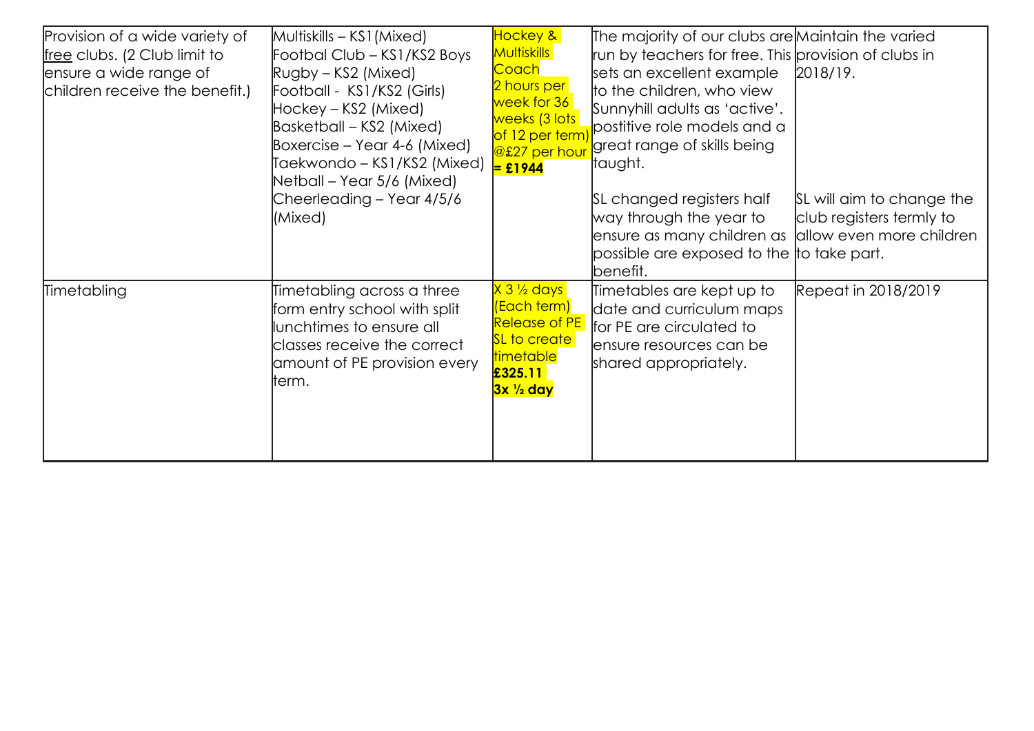| | | | | |
|---|---|---|---|---|
| Provision of a wide variety of free clubs. (2 Club limit to ensure a wide range of children receive the benefit.) | Multiskills – KS1(Mixed)<br>Footbal Club – KS1/KS2 Boys<br>Rugby – KS2 (Mixed)<br>Football - KS1/KS2 (Girls)<br>Hockey – KS2 (Mixed)<br>Basketball – KS2 (Mixed)<br>Boxercise – Year 4-6 (Mixed)<br>Taekwondo – KS1/KS2 (Mixed)<br>Netball – Year 5/6 (Mixed)<br>Cheerleading – Year 4/5/6 (Mixed) | Hockey & Multiskills Coach<br>2 hours per week for 36 weeks (3 lots of 12 per term) @£27 per hour **= £1944** | The majority of our clubs are run by teachers for free. This sets an excellent example to the children, who view Sunnyhill adults as 'active'. postitive role models and a great range of skills being taught.<br><br>SL changed registers half way through the year to ensure as many children as possible are exposed to the benefit. | Maintain the varied provision of clubs in 2018/19.<br><br>SL will aim to change the club registers termly to allow even more children to take part. |
| Timetabling | Timetabling across a three form entry school with split lunchtimes to ensure all classes receive the correct amount of PE provision every term. | X 3 ½ days (Each term) Release of PE SL to create timetable **£325.11 3x ½ day** | Timetables are kept up to date and curriculum maps for PE are circulated to ensure resources can be shared appropriately. | Repeat in 2018/2019 |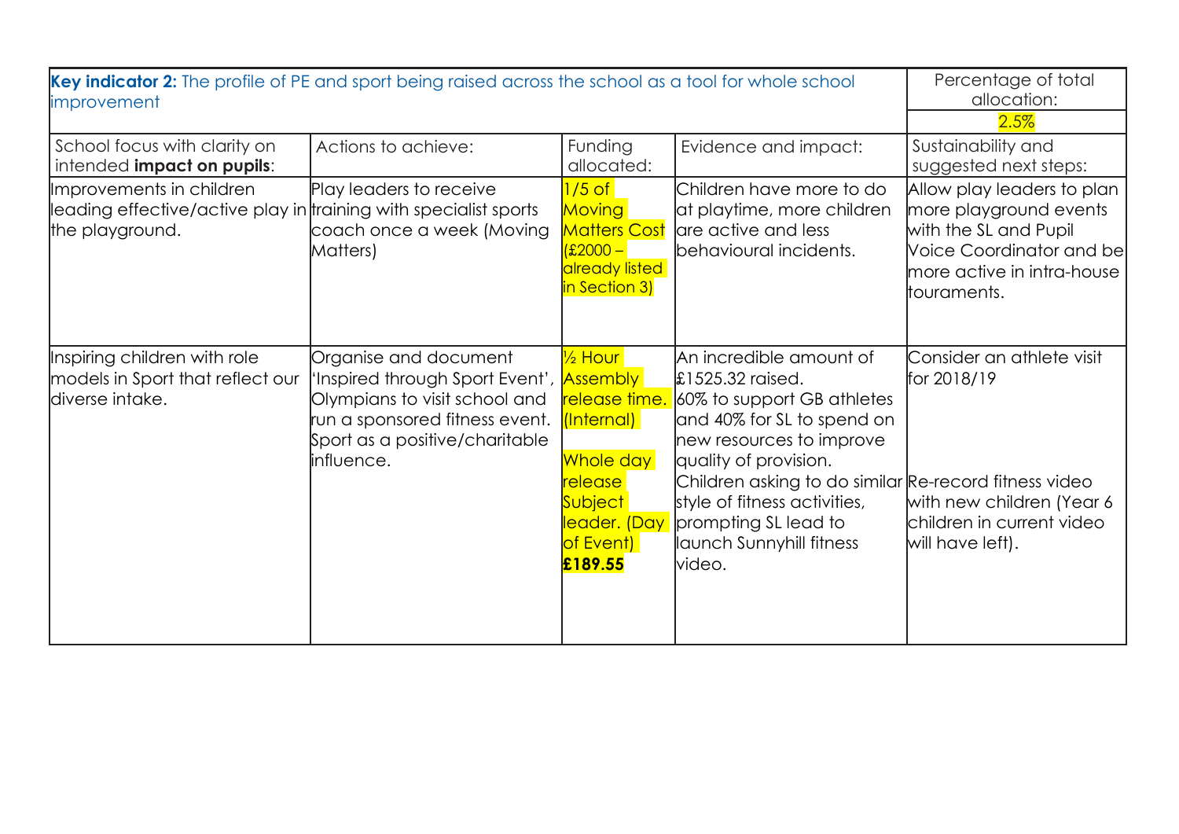| **Key indicator 2:** The profile of PE and sport being raised across the school as a tool for whole school improvement | | | | Percentage of total allocation: 2.5% |
|---|---|---|---|---|
| School focus with clarity on intended **impact on pupils**: | Actions to achieve: | Funding allocated: | Evidence and impact: | Sustainability and suggested next steps: |
| Improvements in children leading effective/active play in the playground. | Play leaders to receive training with specialist sports coach once a week (Moving Matters) | 1/5 of Moving Matters Cost (£2000 – already listed in Section 3) | Children have more to do at playtime, more children are active and less behavioural incidents. | Allow play leaders to plan more playground events with the SL and Pupil Voice Coordinator and be more active in intra-house touraments. |
| Inspiring children with role models in Sport that reflect our diverse intake. | Organise and document 'Inspired through Sport Event', Olympians to visit school and run a sponsored fitness event. Sport as a positive/charitable influence. | ½ Hour Assembly release time. (Internal)<br><br>Whole day release Subject leader. (Day of Event)<br>**£189.55** | An incredible amount of £1525.32 raised. 60% to support GB athletes and 40% for SL to spend on new resources to improve quality of provision.<br>Children asking to do similar style of fitness activities, prompting SL lead to launch Sunnyhill fitness video. | Consider an athlete visit for 2018/19<br><br>Re-record fitness video with new children (Year 6 children in current video will have left). |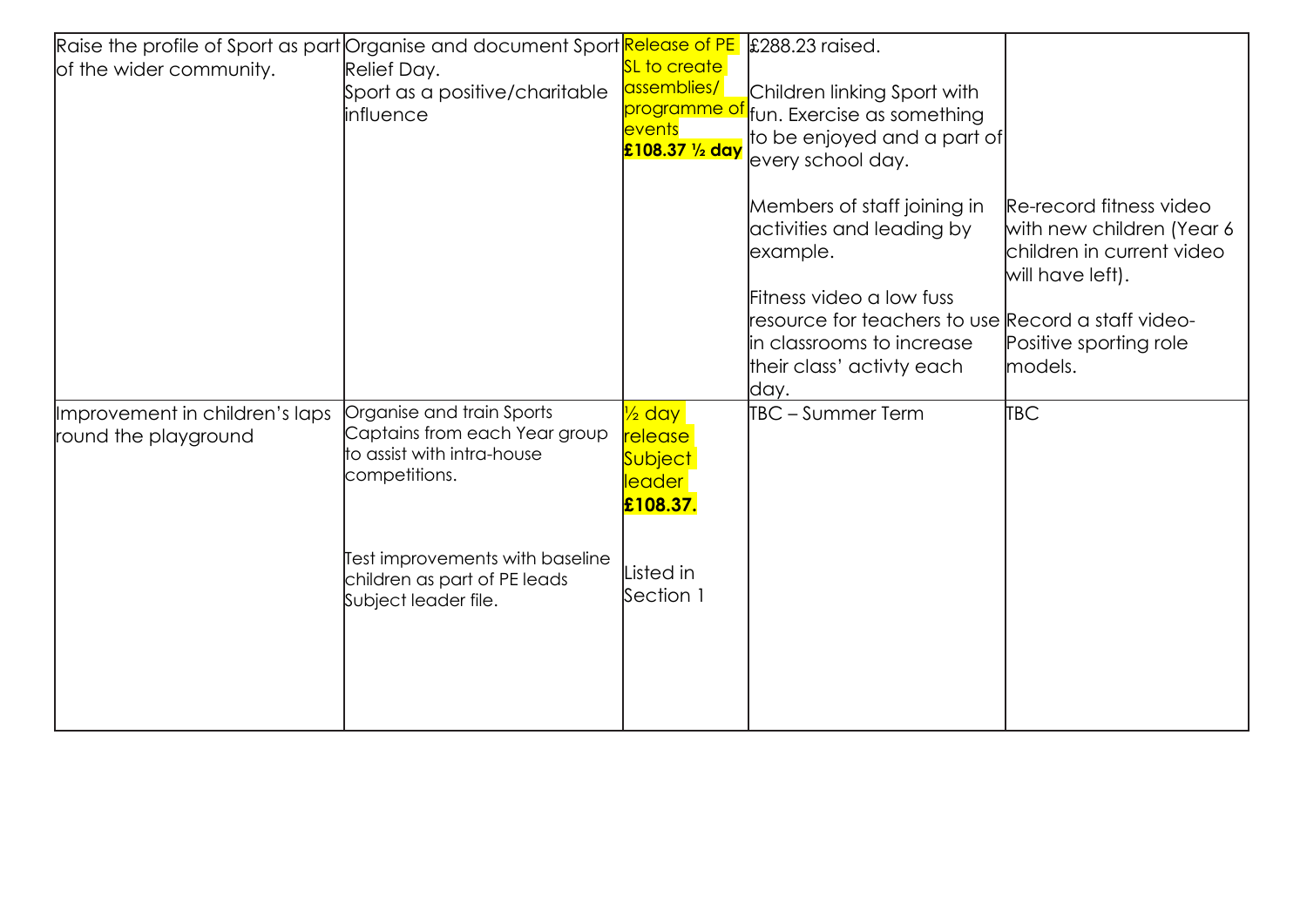| | | | | |
|---|---|---|---|---|
| Raise the profile of Sport as part of the wider community. | Organise and document Sport Relief Day.<br>Sport as a positive/charitable influence | Release of PE SL to create assemblies/ programme of events **£108.37 ½ day** | £288.23 raised.<br><br>Children linking Sport with fun. Exercise as something to be enjoyed and a part of every school day.<br><br>Members of staff joining in activities and leading by example.<br><br>Fitness video a low fuss resource for teachers to use in classrooms to increase their class' activty each day. | Re-record fitness video with new children (Year 6 children in current video will have left).<br><br>Record a staff video- Positive sporting role models. |
| Improvement in children's laps round the playground | Organise and train Sports Captains from each Year group to assist with intra-house competitions.<br><br>Test improvements with baseline children as part of PE leads Subject leader file. | ½ day release Subject leader **£108.37.**<br><br>Listed in Section 1 | TBC – Summer Term | TBC |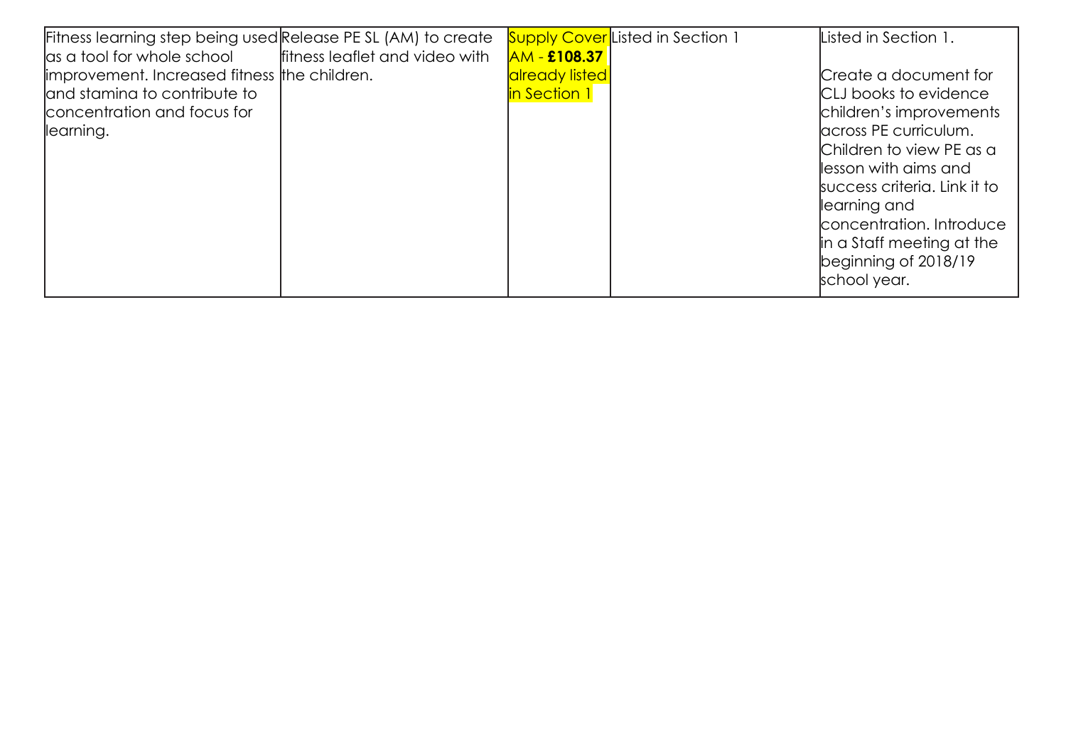| | | | | |
|---|---|---|---|---|
| Fitness learning step being used as a tool for whole school improvement. Increased fitness and stamina to contribute to concentration and focus for learning. | Release PE SL (AM) to create fitness leaflet and video with the children. | Supply Cover AM - **£108.37** already listed in Section 1 | Listed in Section 1 | Listed in Section 1.<br><br>Create a document for CLJ books to evidence children's improvements across PE curriculum. Children to view PE as a lesson with aims and success criteria. Link it to learning and concentration. Introduce in a Staff meeting at the beginning of 2018/19 school year. |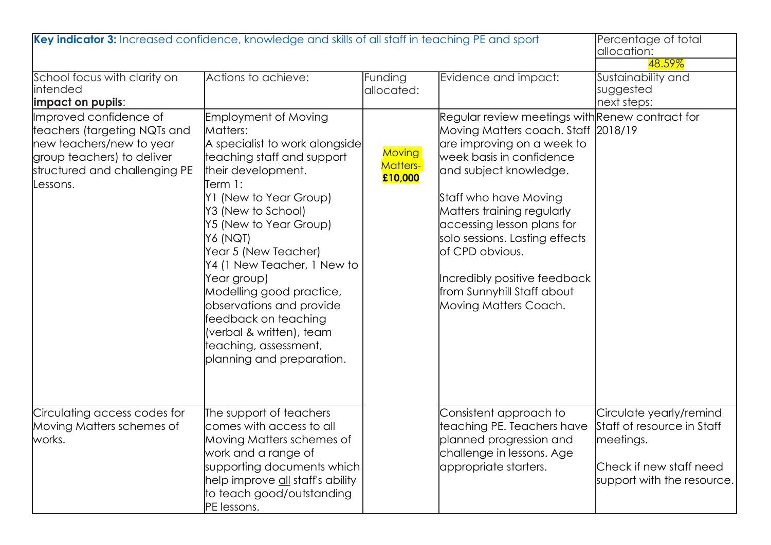| **Key indicator 3:** Increased confidence, knowledge and skills of all staff in teaching PE and sport | | | | Percentage of total allocation: 48.59% |
|---|---|---|---|---|
| School focus with clarity on intended **impact on pupils**: | Actions to achieve: | Funding allocated: | Evidence and impact: | Sustainability and suggested next steps: |
| Improved confidence of teachers (targeting NQTs and new teachers/new to year group teachers) to deliver structured and challenging PE Lessons. | Employment of Moving Matters: A specialist to work alongside teaching staff and support their development. Term 1: Y1 (New to Year Group) Y3 (New to School) Y5 (New to Year Group) Y6 (NQT) Year 5 (New Teacher) Y4 (1 New Teacher, 1 New to Year group) Modelling good practice, observations and provide feedback on teaching (verbal & written), team teaching, assessment, planning and preparation. | Moving Matters- **£10,000** | Regular review meetings with Moving Matters coach. Staff are improving on a week to week basis in confidence and subject knowledge.<br><br>Staff who have Moving Matters training regularly accessing lesson plans for solo sessions. Lasting effects of CPD obvious.<br><br>Incredibly positive feedback from Sunnyhill Staff about Moving Matters Coach. | Renew contract for 2018/19 |
| Circulating access codes for Moving Matters schemes of works. | The support of teachers comes with access to all Moving Matters schemes of work and a range of supporting documents which help improve all staff's ability to teach good/outstanding PE lessons. | | Consistent approach to teaching PE. Teachers have planned progression and challenge in lessons. Age appropriate starters. | Circulate yearly/remind Staff of resource in Staff meetings.<br><br>Check if new staff need support with the resource. |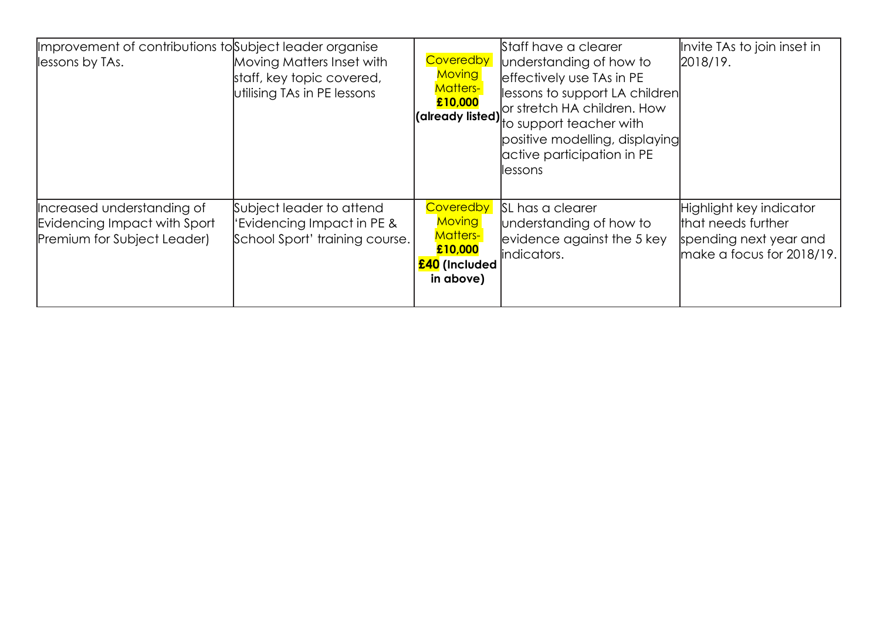| | | | | |
|---|---|---|---|---|
| Improvement of contributions to lessons by TAs. | Subject leader organise Moving Matters Inset with staff, key topic covered, utilising TAs in PE lessons | Coveredby Moving Matters- **£10,000 (already listed)** | Staff have a clearer understanding of how to effectively use TAs in PE lessons to support LA children or stretch HA children. How to support teacher with positive modelling, displaying active participation in PE lessons | Invite TAs to join inset in 2018/19. |
| Increased understanding of Evidencing Impact with Sport Premium for Subject Leader) | Subject leader to attend 'Evidencing Impact in PE & School Sport' training course. | Coveredby Moving Matters- **£10,000** **£40 (Included in above)** | SL has a clearer understanding of how to evidence against the 5 key indicators. | Highlight key indicator that needs further spending next year and make a focus for 2018/19. |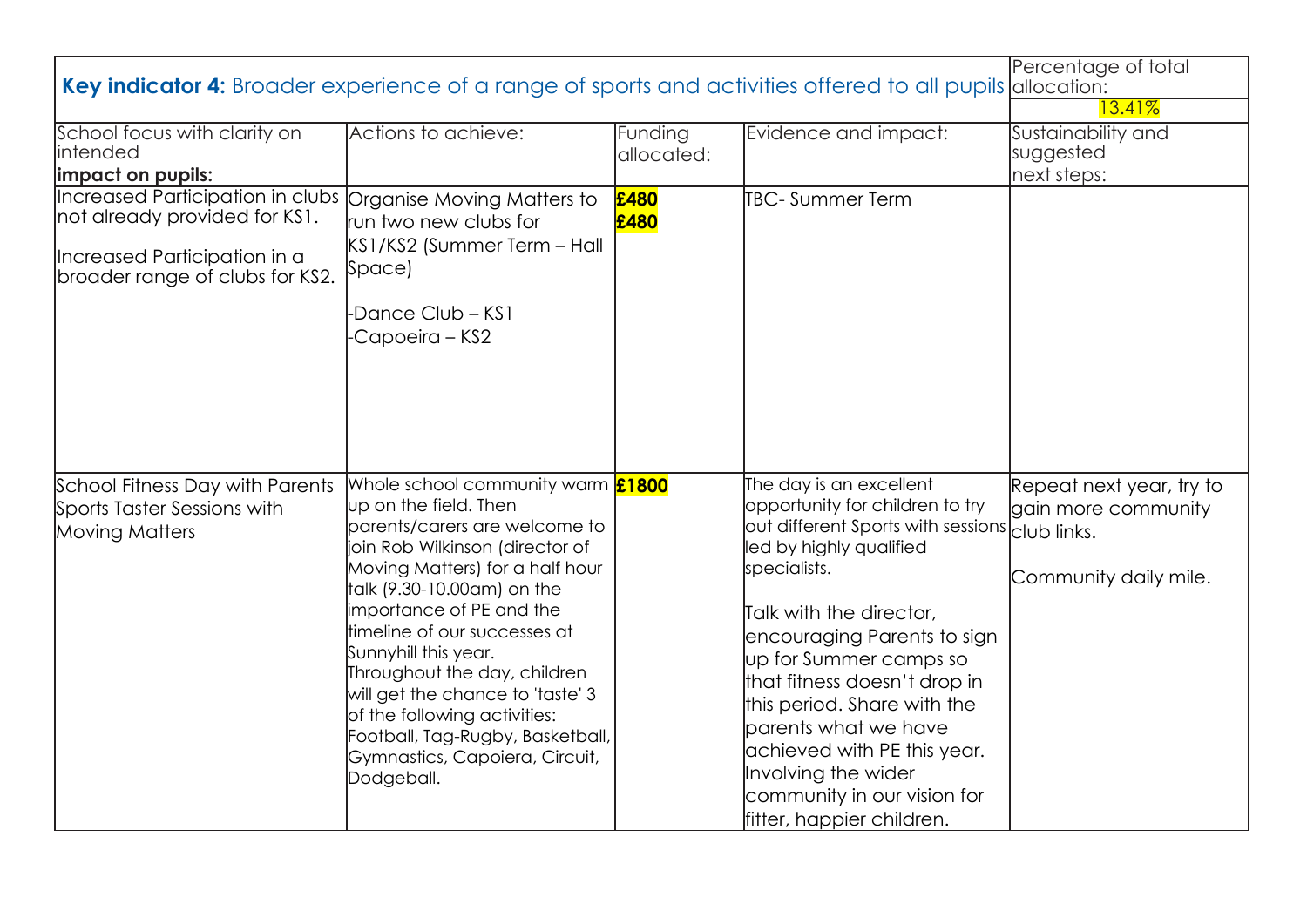| **Key indicator 4:** Broader experience of a range of sports and activities offered to all pupils | | | | Percentage of total allocation: 13.41% |
|---|---|---|---|---|
| School focus with clarity on intended **impact on pupils:** | Actions to achieve: | Funding allocated: | Evidence and impact: | Sustainability and suggested next steps: |
| Increased Participation in clubs not already provided for KS1.<br><br>Increased Participation in a broader range of clubs for KS2. | Organise Moving Matters to run two new clubs for KS1/KS2 (Summer Term – Hall Space)<br><br>-Dance Club – KS1<br>-Capoeira – KS2 | **£480**<br>**£480** | TBC- Summer Term | |
| School Fitness Day with Parents Sports Taster Sessions with Moving Matters | Whole school community warm up on the field. Then parents/carers are welcome to join Rob Wilkinson (director of Moving Matters) for a half hour talk (9.30-10.00am) on the importance of PE and the timeline of our successes at Sunnyhill this year.<br>Throughout the day, children will get the chance to 'taste' 3 of the following activities: Football, Tag-Rugby, Basketball, Gymnastics, Capoiera, Circuit, Dodgeball. | **£1800** | The day is an excellent opportunity for children to try out different Sports with sessions led by highly qualified specialists.<br><br>Talk with the director, encouraging Parents to sign up for Summer camps so that fitness doesn't drop in this period. Share with the parents what we have achieved with PE this year. Involving the wider community in our vision for fitter, happier children. | Repeat next year, try to gain more community club links.<br><br>Community daily mile. |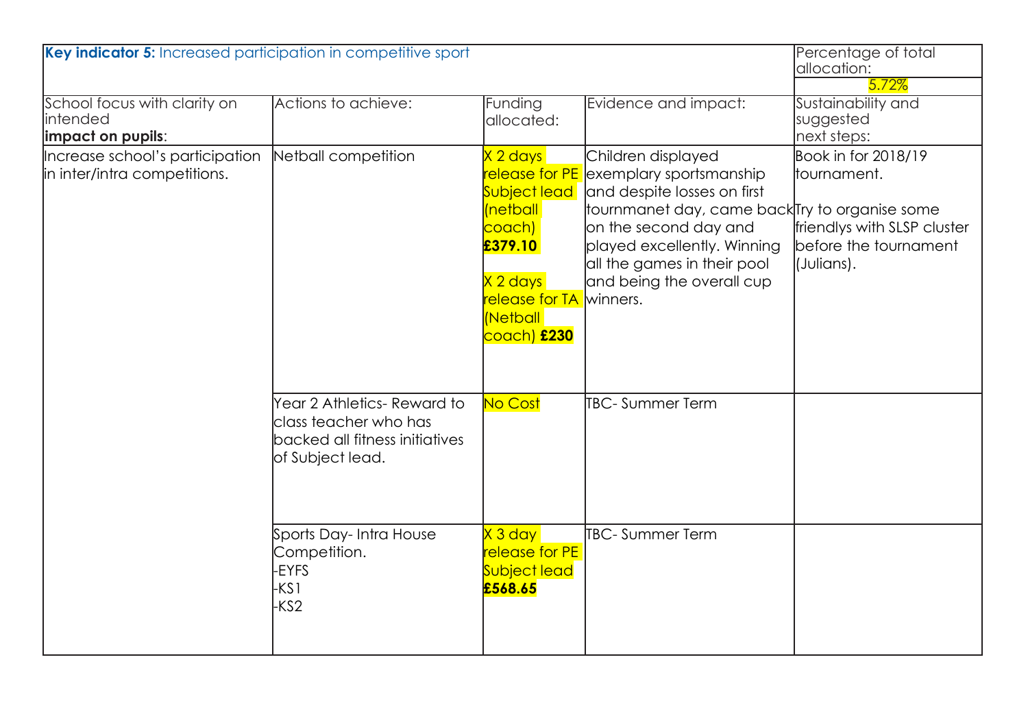| **Key indicator 5:** Increased participation in competitive sport | | | | Percentage of total allocation: 5.72% |
|---|---|---|---|---|
| School focus with clarity on intended **impact on pupils**: | Actions to achieve: | Funding allocated: | Evidence and impact: | Sustainability and suggested next steps: |
| Increase school's participation in inter/intra competitions. | Netball competition | X 2 days release for PE Subject lead (netball coach) **£379.10**<br><br>X 2 days release for TA (Netball coach) **£230** | Children displayed exemplary sportsmanship and despite losses on first tournmanet day, came back on the second day and played excellently. Winning all the games in their pool and being the overall cup winners. | Book in for 2018/19 tournament.<br><br>Try to organise some friendlys with SLSP cluster before the tournament (Julians). |
| | Year 2 Athletics- Reward to class teacher who has backed all fitness initiatives of Subject lead. | No Cost | TBC- Summer Term | |
| | Sports Day- Intra House Competition.<br>-EYFS<br>-KS1<br>-KS2 | X 3 day release for PE Subject lead **£568.65** | TBC- Summer Term | |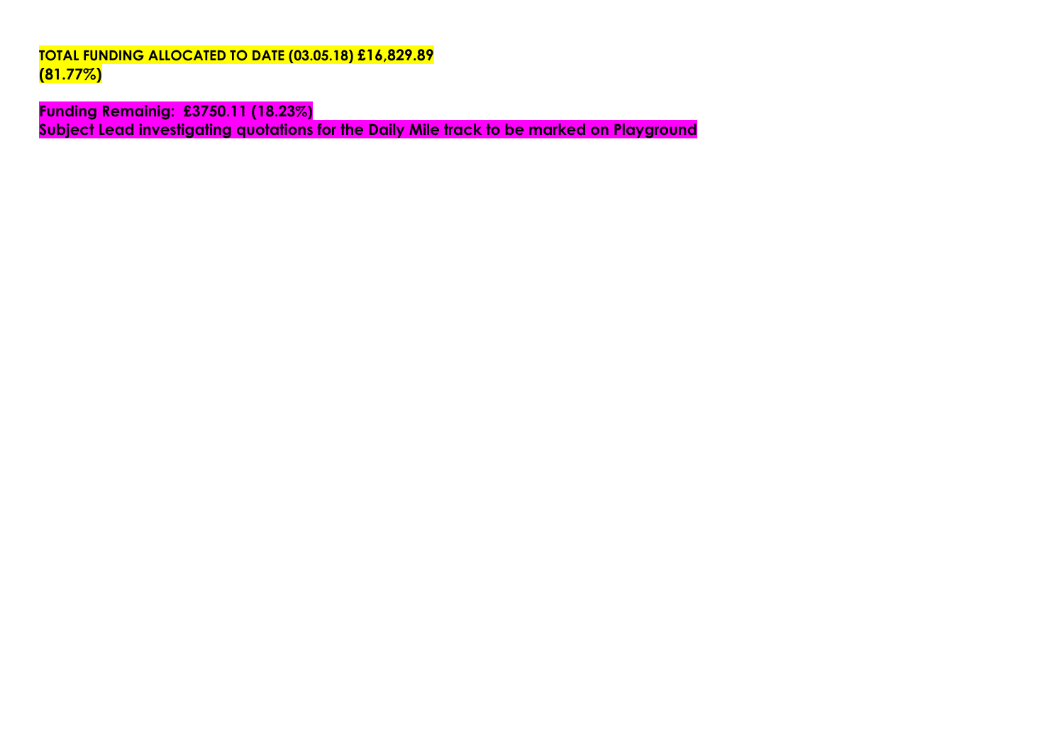**TOTAL FUNDING ALLOCATED TO DATE (03.05.18) £16,829.89 (81.77%)**

**Funding Remainig: £3750.11 (18.23%)**
**Subject Lead investigating quotations for the Daily Mile track to be marked on Playground**